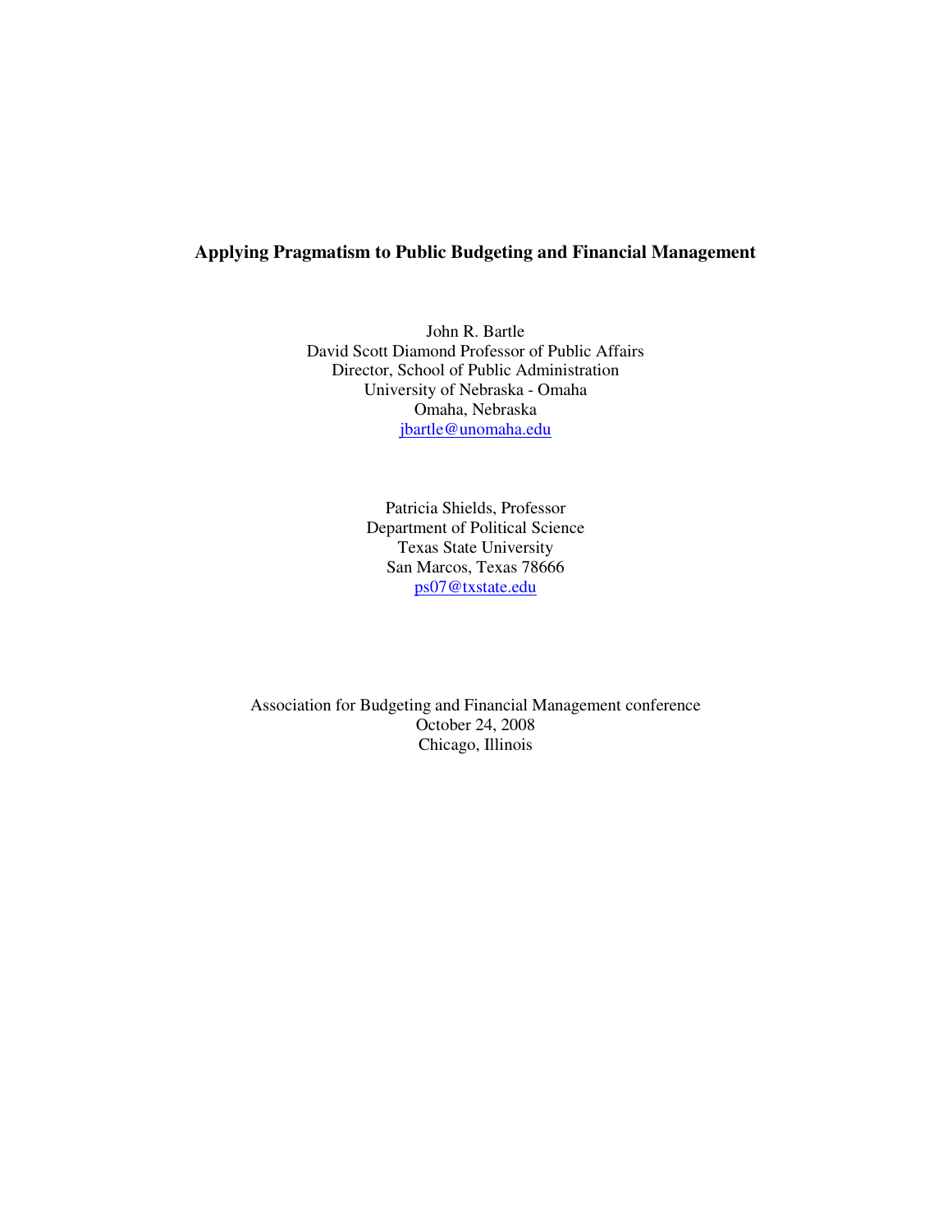# Applying Pragmatism to Public Budgeting and Financial Management

John R. Bartle
David Scott Diamond Professor of Public Affairs
Director, School of Public Administration
University of Nebraska - Omaha
Omaha, Nebraska
jbartle@unomaha.edu

Patricia Shields, Professor
Department of Political Science
Texas State University
San Marcos, Texas 78666
ps07@txstate.edu

Association for Budgeting and Financial Management conference
October 24, 2008
Chicago, Illinois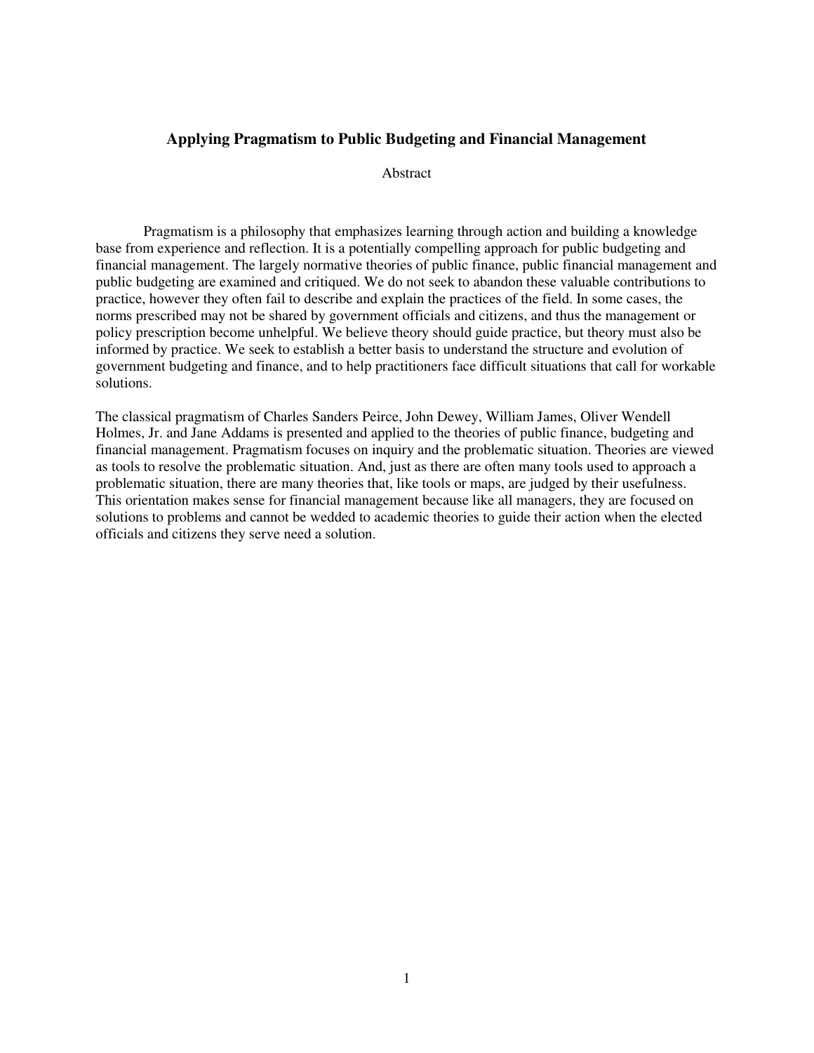## Applying Pragmatism to Public Budgeting and Financial Management

Abstract

Pragmatism is a philosophy that emphasizes learning through action and building a knowledge base from experience and reflection. It is a potentially compelling approach for public budgeting and financial management. The largely normative theories of public finance, public financial management and public budgeting are examined and critiqued. We do not seek to abandon these valuable contributions to practice, however they often fail to describe and explain the practices of the field. In some cases, the norms prescribed may not be shared by government officials and citizens, and thus the management or policy prescription become unhelpful. We believe theory should guide practice, but theory must also be informed by practice. We seek to establish a better basis to understand the structure and evolution of government budgeting and finance, and to help practitioners face difficult situations that call for workable solutions.

The classical pragmatism of Charles Sanders Peirce, John Dewey, William James, Oliver Wendell Holmes, Jr. and Jane Addams is presented and applied to the theories of public finance, budgeting and financial management. Pragmatism focuses on inquiry and the problematic situation. Theories are viewed as tools to resolve the problematic situation. And, just as there are often many tools used to approach a problematic situation, there are many theories that, like tools or maps, are judged by their usefulness. This orientation makes sense for financial management because like all managers, they are focused on solutions to problems and cannot be wedded to academic theories to guide their action when the elected officials and citizens they serve need a solution.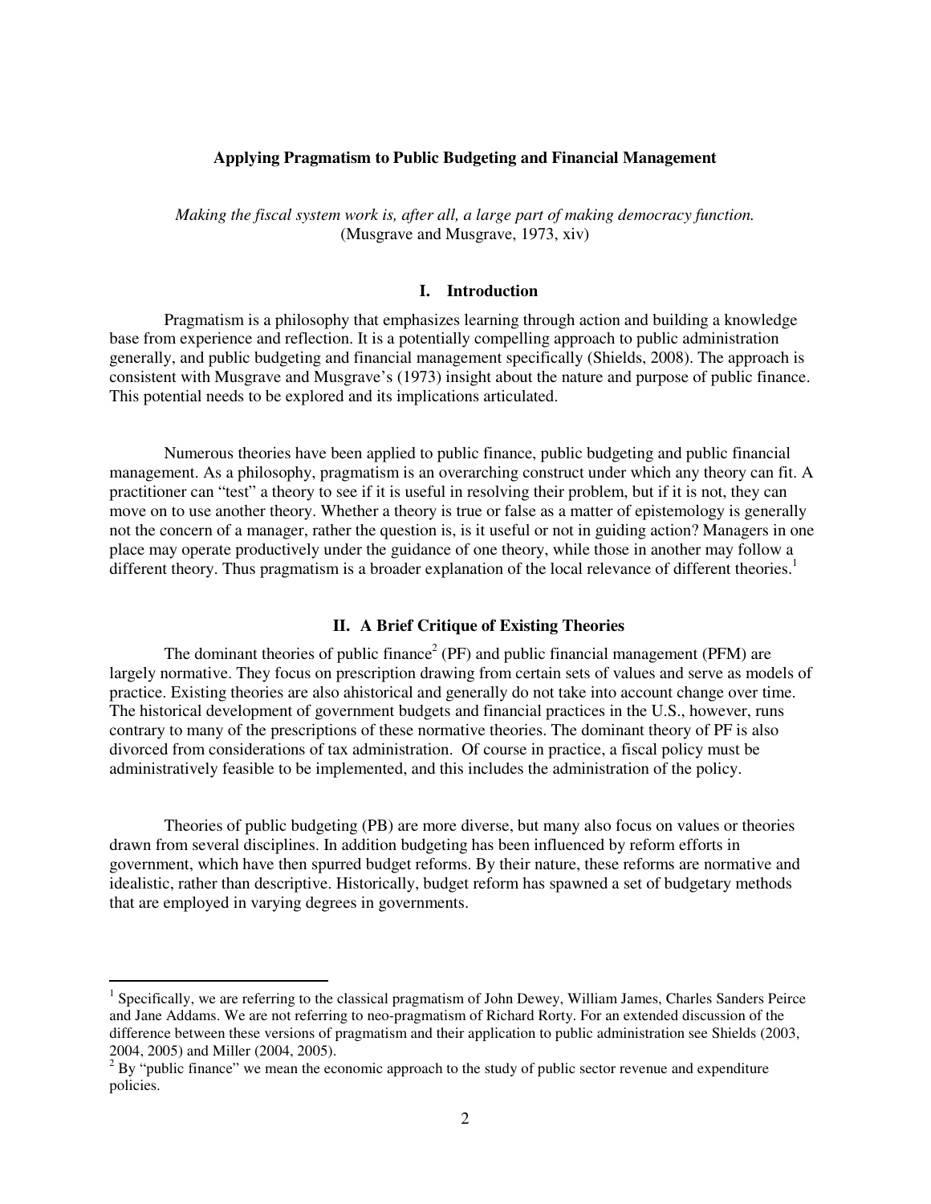# Applying Pragmatism to Public Budgeting and Financial Management

*Making the fiscal system work is, after all, a large part of making democracy function.*
(Musgrave and Musgrave, 1973, xiv)

## I. Introduction

Pragmatism is a philosophy that emphasizes learning through action and building a knowledge base from experience and reflection. It is a potentially compelling approach to public administration generally, and public budgeting and financial management specifically (Shields, 2008). The approach is consistent with Musgrave and Musgrave's (1973) insight about the nature and purpose of public finance. This potential needs to be explored and its implications articulated.

Numerous theories have been applied to public finance, public budgeting and public financial management. As a philosophy, pragmatism is an overarching construct under which any theory can fit. A practitioner can "test" a theory to see if it is useful in resolving their problem, but if it is not, they can move on to use another theory. Whether a theory is true or false as a matter of epistemology is generally not the concern of a manager, rather the question is, is it useful or not in guiding action? Managers in one place may operate productively under the guidance of one theory, while those in another may follow a different theory. Thus pragmatism is a broader explanation of the local relevance of different theories.[1]

## II. A Brief Critique of Existing Theories

The dominant theories of public finance[2] (PF) and public financial management (PFM) are largely normative. They focus on prescription drawing from certain sets of values and serve as models of practice. Existing theories are also ahistorical and generally do not take into account change over time. The historical development of government budgets and financial practices in the U.S., however, runs contrary to many of the prescriptions of these normative theories. The dominant theory of PF is also divorced from considerations of tax administration. Of course in practice, a fiscal policy must be administratively feasible to be implemented, and this includes the administration of the policy.

Theories of public budgeting (PB) are more diverse, but many also focus on values or theories drawn from several disciplines. In addition budgeting has been influenced by reform efforts in government, which have then spurred budget reforms. By their nature, these reforms are normative and idealistic, rather than descriptive. Historically, budget reform has spawned a set of budgetary methods that are employed in varying degrees in governments.

---

[1] Specifically, we are referring to the classical pragmatism of John Dewey, William James, Charles Sanders Peirce and Jane Addams. We are not referring to neo-pragmatism of Richard Rorty. For an extended discussion of the difference between these versions of pragmatism and their application to public administration see Shields (2003, 2004, 2005) and Miller (2004, 2005).

[2] By "public finance" we mean the economic approach to the study of public sector revenue and expenditure policies.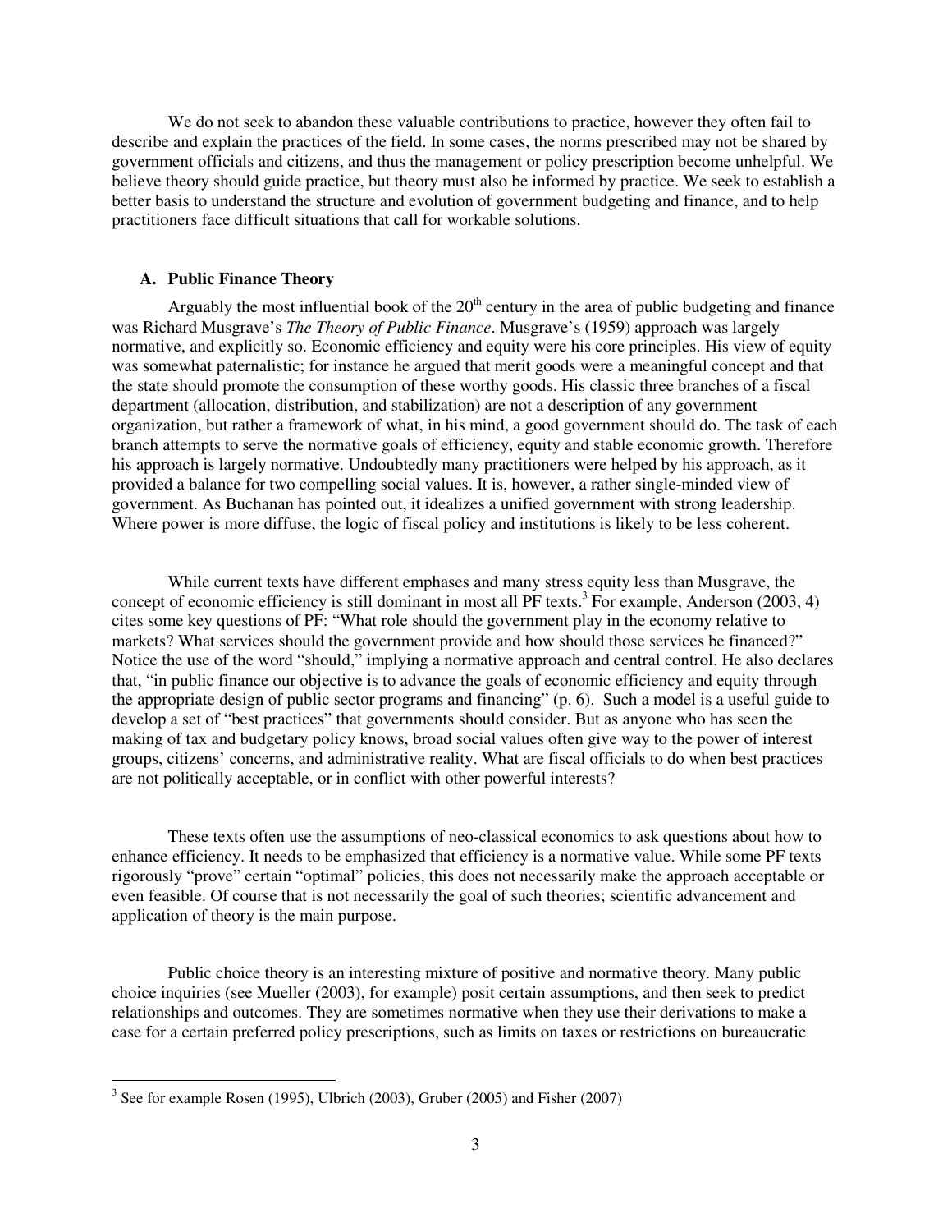We do not seek to abandon these valuable contributions to practice, however they often fail to describe and explain the practices of the field. In some cases, the norms prescribed may not be shared by government officials and citizens, and thus the management or policy prescription become unhelpful. We believe theory should guide practice, but theory must also be informed by practice. We seek to establish a better basis to understand the structure and evolution of government budgeting and finance, and to help practitioners face difficult situations that call for workable solutions.

### A. Public Finance Theory

Arguably the most influential book of the 20th century in the area of public budgeting and finance was Richard Musgrave's *The Theory of Public Finance*. Musgrave's (1959) approach was largely normative, and explicitly so. Economic efficiency and equity were his core principles. His view of equity was somewhat paternalistic; for instance he argued that merit goods were a meaningful concept and that the state should promote the consumption of these worthy goods. His classic three branches of a fiscal department (allocation, distribution, and stabilization) are not a description of any government organization, but rather a framework of what, in his mind, a good government should do. The task of each branch attempts to serve the normative goals of efficiency, equity and stable economic growth. Therefore his approach is largely normative. Undoubtedly many practitioners were helped by his approach, as it provided a balance for two compelling social values. It is, however, a rather single-minded view of government. As Buchanan has pointed out, it idealizes a unified government with strong leadership. Where power is more diffuse, the logic of fiscal policy and institutions is likely to be less coherent.

While current texts have different emphases and many stress equity less than Musgrave, the concept of economic efficiency is still dominant in most all PF texts.[3] For example, Anderson (2003, 4) cites some key questions of PF: "What role should the government play in the economy relative to markets? What services should the government provide and how should those services be financed?" Notice the use of the word "should," implying a normative approach and central control. He also declares that, "in public finance our objective is to advance the goals of economic efficiency and equity through the appropriate design of public sector programs and financing" (p. 6). Such a model is a useful guide to develop a set of "best practices" that governments should consider. But as anyone who has seen the making of tax and budgetary policy knows, broad social values often give way to the power of interest groups, citizens' concerns, and administrative reality. What are fiscal officials to do when best practices are not politically acceptable, or in conflict with other powerful interests?

These texts often use the assumptions of neo-classical economics to ask questions about how to enhance efficiency. It needs to be emphasized that efficiency is a normative value. While some PF texts rigorously "prove" certain "optimal" policies, this does not necessarily make the approach acceptable or even feasible. Of course that is not necessarily the goal of such theories; scientific advancement and application of theory is the main purpose.

Public choice theory is an interesting mixture of positive and normative theory. Many public choice inquiries (see Mueller (2003), for example) posit certain assumptions, and then seek to predict relationships and outcomes. They are sometimes normative when they use their derivations to make a case for a certain preferred policy prescriptions, such as limits on taxes or restrictions on bureaucratic

[3] See for example Rosen (1995), Ulbrich (2003), Gruber (2005) and Fisher (2007)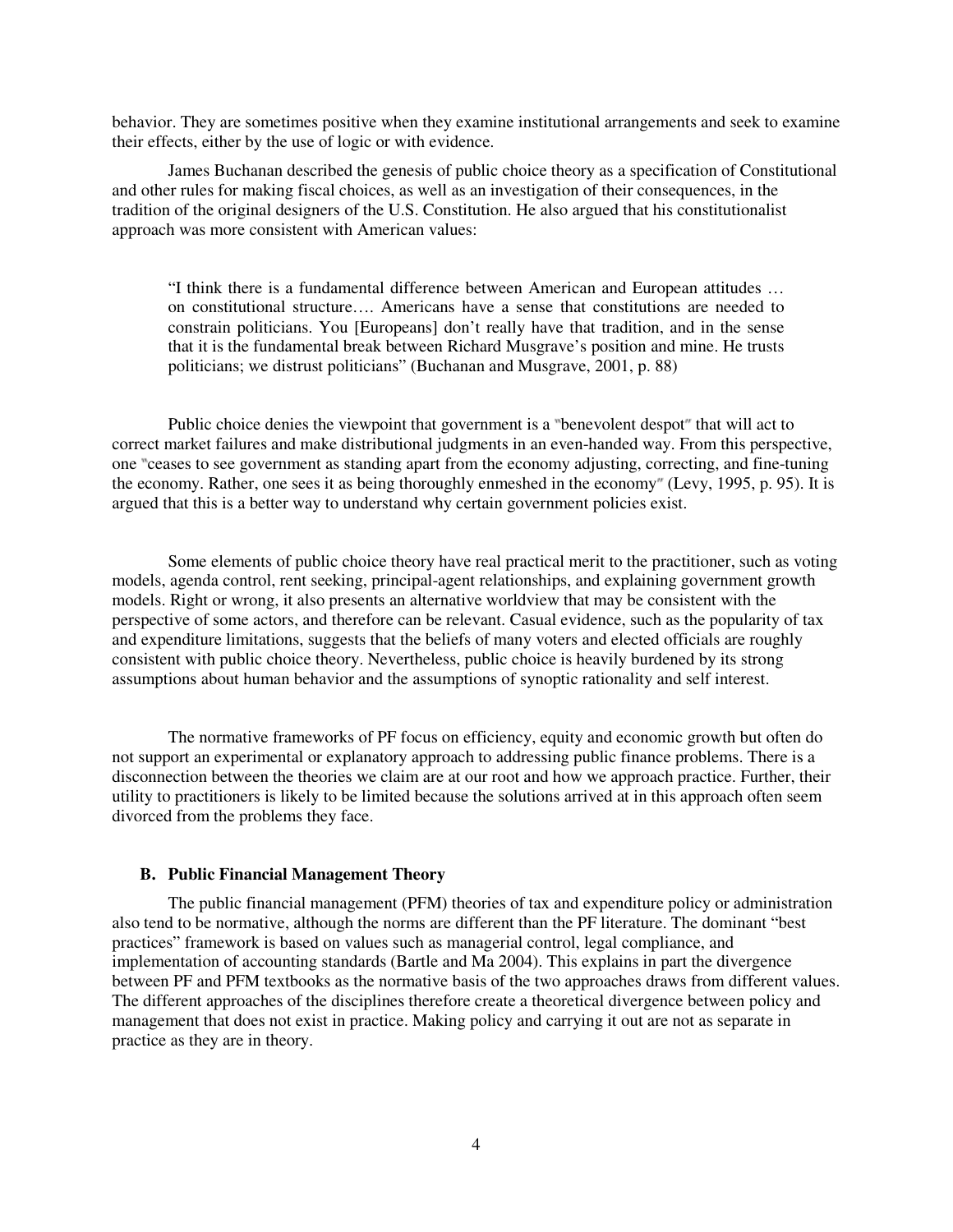behavior. They are sometimes positive when they examine institutional arrangements and seek to examine their effects, either by the use of logic or with evidence.

James Buchanan described the genesis of public choice theory as a specification of Constitutional and other rules for making fiscal choices, as well as an investigation of their consequences, in the tradition of the original designers of the U.S. Constitution. He also argued that his constitutionalist approach was more consistent with American values:

> "I think there is a fundamental difference between American and European attitudes … on constitutional structure…. Americans have a sense that constitutions are needed to constrain politicians. You [Europeans] don't really have that tradition, and in the sense that it is the fundamental break between Richard Musgrave's position and mine. He trusts politicians; we distrust politicians" (Buchanan and Musgrave, 2001, p. 88)

Public choice denies the viewpoint that government is a "benevolent despot" that will act to correct market failures and make distributional judgments in an even-handed way. From this perspective, one "ceases to see government as standing apart from the economy adjusting, correcting, and fine-tuning the economy. Rather, one sees it as being thoroughly enmeshed in the economy" (Levy, 1995, p. 95). It is argued that this is a better way to understand why certain government policies exist.

Some elements of public choice theory have real practical merit to the practitioner, such as voting models, agenda control, rent seeking, principal-agent relationships, and explaining government growth models. Right or wrong, it also presents an alternative worldview that may be consistent with the perspective of some actors, and therefore can be relevant. Casual evidence, such as the popularity of tax and expenditure limitations, suggests that the beliefs of many voters and elected officials are roughly consistent with public choice theory. Nevertheless, public choice is heavily burdened by its strong assumptions about human behavior and the assumptions of synoptic rationality and self interest.

The normative frameworks of PF focus on efficiency, equity and economic growth but often do not support an experimental or explanatory approach to addressing public finance problems. There is a disconnection between the theories we claim are at our root and how we approach practice. Further, their utility to practitioners is likely to be limited because the solutions arrived at in this approach often seem divorced from the problems they face.

### B. Public Financial Management Theory

The public financial management (PFM) theories of tax and expenditure policy or administration also tend to be normative, although the norms are different than the PF literature. The dominant "best practices" framework is based on values such as managerial control, legal compliance, and implementation of accounting standards (Bartle and Ma 2004). This explains in part the divergence between PF and PFM textbooks as the normative basis of the two approaches draws from different values. The different approaches of the disciplines therefore create a theoretical divergence between policy and management that does not exist in practice. Making policy and carrying it out are not as separate in practice as they are in theory.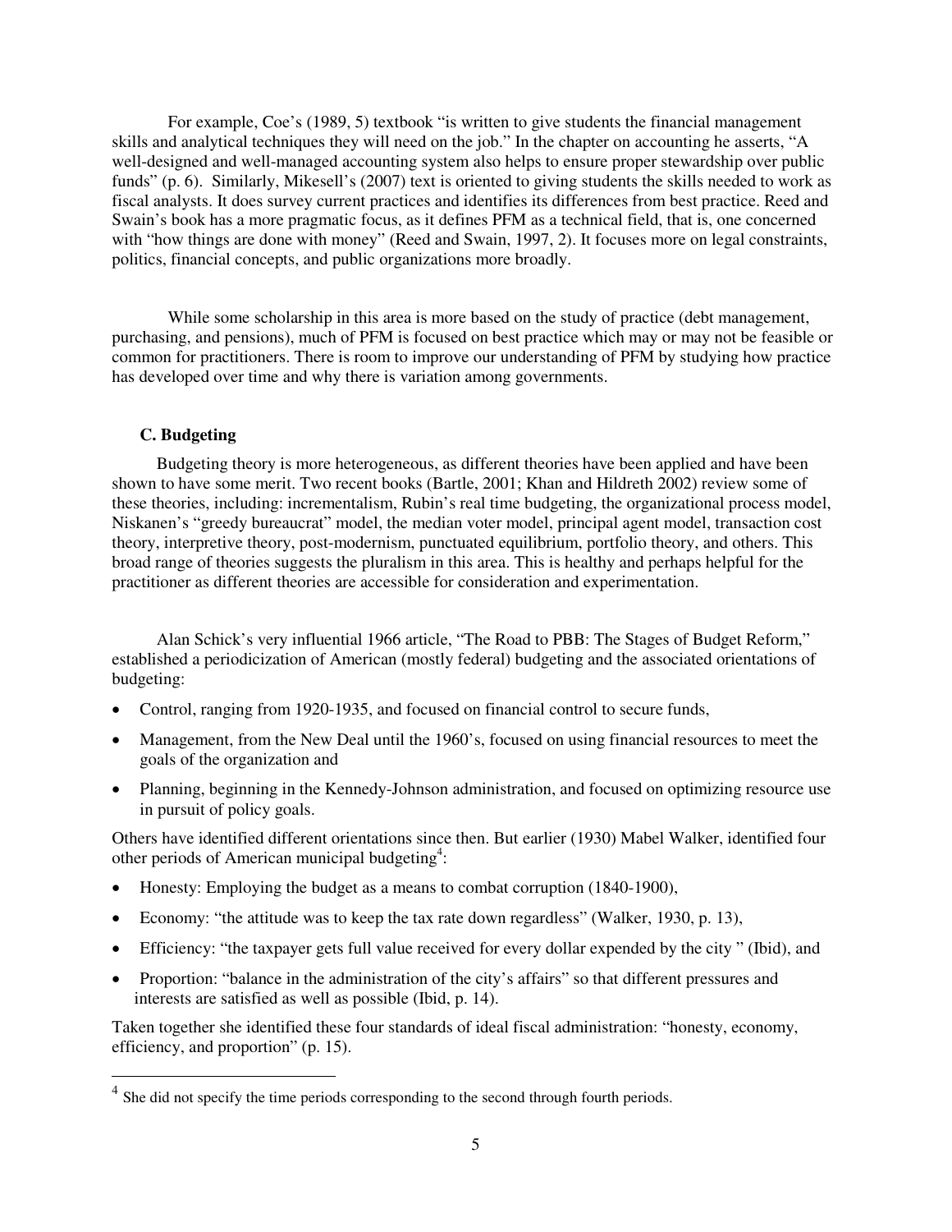For example, Coe's (1989, 5) textbook "is written to give students the financial management skills and analytical techniques they will need on the job." In the chapter on accounting he asserts, "A well-designed and well-managed accounting system also helps to ensure proper stewardship over public funds" (p. 6). Similarly, Mikesell's (2007) text is oriented to giving students the skills needed to work as fiscal analysts. It does survey current practices and identifies its differences from best practice. Reed and Swain's book has a more pragmatic focus, as it defines PFM as a technical field, that is, one concerned with "how things are done with money" (Reed and Swain, 1997, 2). It focuses more on legal constraints, politics, financial concepts, and public organizations more broadly.

While some scholarship in this area is more based on the study of practice (debt management, purchasing, and pensions), much of PFM is focused on best practice which may or may not be feasible or common for practitioners. There is room to improve our understanding of PFM by studying how practice has developed over time and why there is variation among governments.

### C. Budgeting

Budgeting theory is more heterogeneous, as different theories have been applied and have been shown to have some merit. Two recent books (Bartle, 2001; Khan and Hildreth 2002) review some of these theories, including: incrementalism, Rubin's real time budgeting, the organizational process model, Niskanen's "greedy bureaucrat" model, the median voter model, principal agent model, transaction cost theory, interpretive theory, post-modernism, punctuated equilibrium, portfolio theory, and others. This broad range of theories suggests the pluralism in this area. This is healthy and perhaps helpful for the practitioner as different theories are accessible for consideration and experimentation.

Alan Schick's very influential 1966 article, "The Road to PBB: The Stages of Budget Reform," established a periodicization of American (mostly federal) budgeting and the associated orientations of budgeting:

- Control, ranging from 1920-1935, and focused on financial control to secure funds,
- Management, from the New Deal until the 1960's, focused on using financial resources to meet the goals of the organization and
- Planning, beginning in the Kennedy-Johnson administration, and focused on optimizing resource use in pursuit of policy goals.

Others have identified different orientations since then. But earlier (1930) Mabel Walker, identified four other periods of American municipal budgeting[4]:

- Honesty: Employing the budget as a means to combat corruption (1840-1900),
- Economy: "the attitude was to keep the tax rate down regardless" (Walker, 1930, p. 13),
- Efficiency: "the taxpayer gets full value received for every dollar expended by the city " (Ibid), and
- Proportion: "balance in the administration of the city's affairs" so that different pressures and interests are satisfied as well as possible (Ibid, p. 14).

Taken together she identified these four standards of ideal fiscal administration: "honesty, economy, efficiency, and proportion" (p. 15).

[4] She did not specify the time periods corresponding to the second through fourth periods.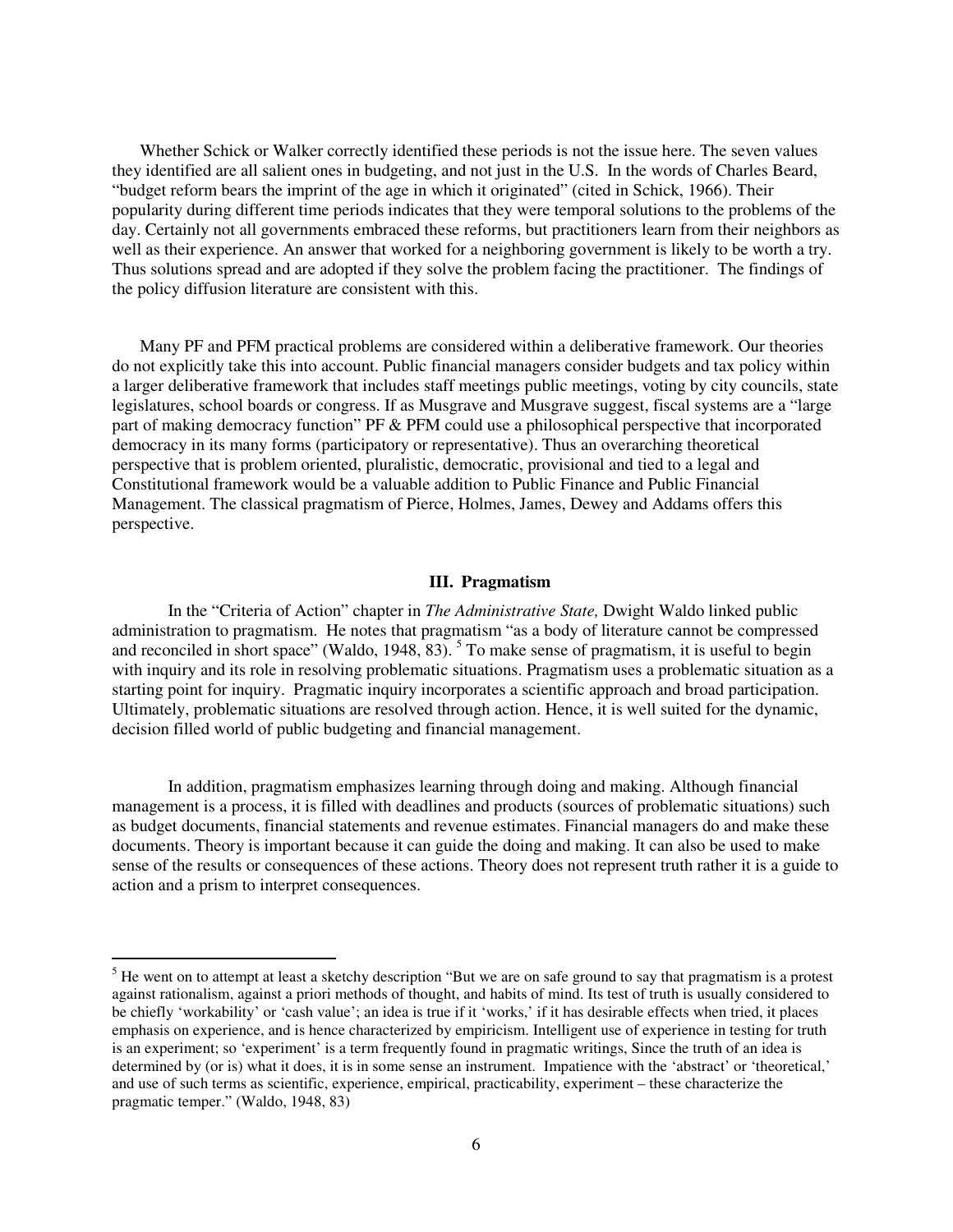Whether Schick or Walker correctly identified these periods is not the issue here. The seven values they identified are all salient ones in budgeting, and not just in the U.S. In the words of Charles Beard, "budget reform bears the imprint of the age in which it originated" (cited in Schick, 1966). Their popularity during different time periods indicates that they were temporal solutions to the problems of the day. Certainly not all governments embraced these reforms, but practitioners learn from their neighbors as well as their experience. An answer that worked for a neighboring government is likely to be worth a try. Thus solutions spread and are adopted if they solve the problem facing the practitioner. The findings of the policy diffusion literature are consistent with this.

Many PF and PFM practical problems are considered within a deliberative framework. Our theories do not explicitly take this into account. Public financial managers consider budgets and tax policy within a larger deliberative framework that includes staff meetings public meetings, voting by city councils, state legislatures, school boards or congress. If as Musgrave and Musgrave suggest, fiscal systems are a "large part of making democracy function" PF & PFM could use a philosophical perspective that incorporated democracy in its many forms (participatory or representative). Thus an overarching theoretical perspective that is problem oriented, pluralistic, democratic, provisional and tied to a legal and Constitutional framework would be a valuable addition to Public Finance and Public Financial Management. The classical pragmatism of Pierce, Holmes, James, Dewey and Addams offers this perspective.

## III. Pragmatism

In the "Criteria of Action" chapter in *The Administrative State,* Dwight Waldo linked public administration to pragmatism. He notes that pragmatism "as a body of literature cannot be compressed and reconciled in short space" (Waldo, 1948, 83). [5] To make sense of pragmatism, it is useful to begin with inquiry and its role in resolving problematic situations. Pragmatism uses a problematic situation as a starting point for inquiry. Pragmatic inquiry incorporates a scientific approach and broad participation. Ultimately, problematic situations are resolved through action. Hence, it is well suited for the dynamic, decision filled world of public budgeting and financial management.

In addition, pragmatism emphasizes learning through doing and making. Although financial management is a process, it is filled with deadlines and products (sources of problematic situations) such as budget documents, financial statements and revenue estimates. Financial managers do and make these documents. Theory is important because it can guide the doing and making. It can also be used to make sense of the results or consequences of these actions. Theory does not represent truth rather it is a guide to action and a prism to interpret consequences.

---

[5] He went on to attempt at least a sketchy description "But we are on safe ground to say that pragmatism is a protest against rationalism, against a priori methods of thought, and habits of mind. Its test of truth is usually considered to be chiefly 'workability' or 'cash value'; an idea is true if it 'works,' if it has desirable effects when tried, it places emphasis on experience, and is hence characterized by empiricism. Intelligent use of experience in testing for truth is an experiment; so 'experiment' is a term frequently found in pragmatic writings, Since the truth of an idea is determined by (or is) what it does, it is in some sense an instrument. Impatience with the 'abstract' or 'theoretical,' and use of such terms as scientific, experience, empirical, practicability, experiment – these characterize the pragmatic temper." (Waldo, 1948, 83)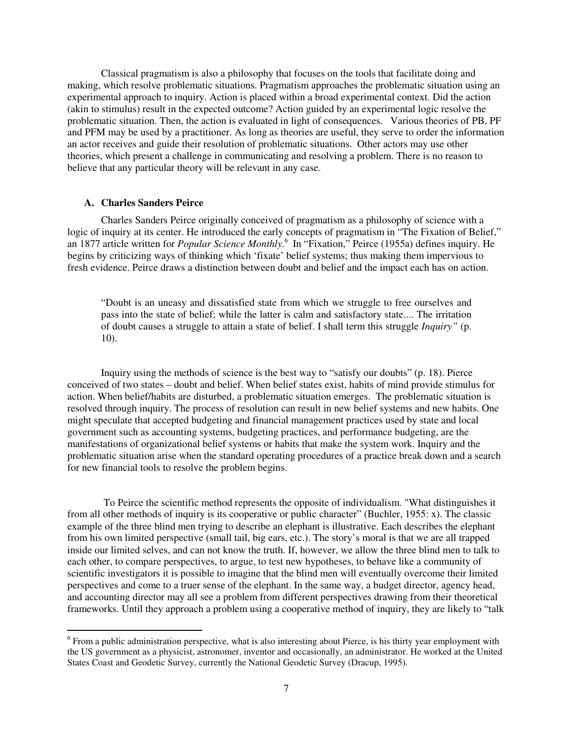Classical pragmatism is also a philosophy that focuses on the tools that facilitate doing and making, which resolve problematic situations. Pragmatism approaches the problematic situation using an experimental approach to inquiry. Action is placed within a broad experimental context. Did the action (akin to stimulus) result in the expected outcome? Action guided by an experimental logic resolve the problematic situation. Then, the action is evaluated in light of consequences. Various theories of PB, PF and PFM may be used by a practitioner. As long as theories are useful, they serve to order the information an actor receives and guide their resolution of problematic situations. Other actors may use other theories, which present a challenge in communicating and resolving a problem. There is no reason to believe that any particular theory will be relevant in any case.

### A. Charles Sanders Peirce

Charles Sanders Peirce originally conceived of pragmatism as a philosophy of science with a logic of inquiry at its center. He introduced the early concepts of pragmatism in "The Fixation of Belief," an 1877 article written for *Popular Science Monthly*.[6] In "Fixation," Peirce (1955a) defines inquiry. He begins by criticizing ways of thinking which 'fixate' belief systems; thus making them impervious to fresh evidence. Peirce draws a distinction between doubt and belief and the impact each has on action.

> "Doubt is an uneasy and dissatisfied state from which we struggle to free ourselves and pass into the state of belief; while the latter is calm and satisfactory state.... The irritation of doubt causes a struggle to attain a state of belief. I shall term this struggle *Inquiry"* (p. 10).

Inquiry using the methods of science is the best way to "satisfy our doubts" (p. 18). Pierce conceived of two states – doubt and belief. When belief states exist, habits of mind provide stimulus for action. When belief/habits are disturbed, a problematic situation emerges. The problematic situation is resolved through inquiry. The process of resolution can result in new belief systems and new habits. One might speculate that accepted budgeting and financial management practices used by state and local government such as accounting systems, budgeting practices, and performance budgeting, are the manifestations of organizational belief systems or habits that make the system work. Inquiry and the problematic situation arise when the standard operating procedures of a practice break down and a search for new financial tools to resolve the problem begins.

To Peirce the scientific method represents the opposite of individualism. "What distinguishes it from all other methods of inquiry is its cooperative or public character" (Buchler, 1955: x). The classic example of the three blind men trying to describe an elephant is illustrative. Each describes the elephant from his own limited perspective (small tail, big ears, etc.). The story's moral is that we are all trapped inside our limited selves, and can not know the truth. If, however, we allow the three blind men to talk to each other, to compare perspectives, to argue, to test new hypotheses, to behave like a community of scientific investigators it is possible to imagine that the blind men will eventually overcome their limited perspectives and come to a truer sense of the elephant. In the same way, a budget director, agency head, and accounting director may all see a problem from different perspectives drawing from their theoretical frameworks. Until they approach a problem using a cooperative method of inquiry, they are likely to "talk

[6] From a public administration perspective, what is also interesting about Pierce, is his thirty year employment with the US government as a physicist, astronomer, inventor and occasionally, an administrator. He worked at the United States Coast and Geodetic Survey, currently the National Geodetic Survey (Dracup, 1995).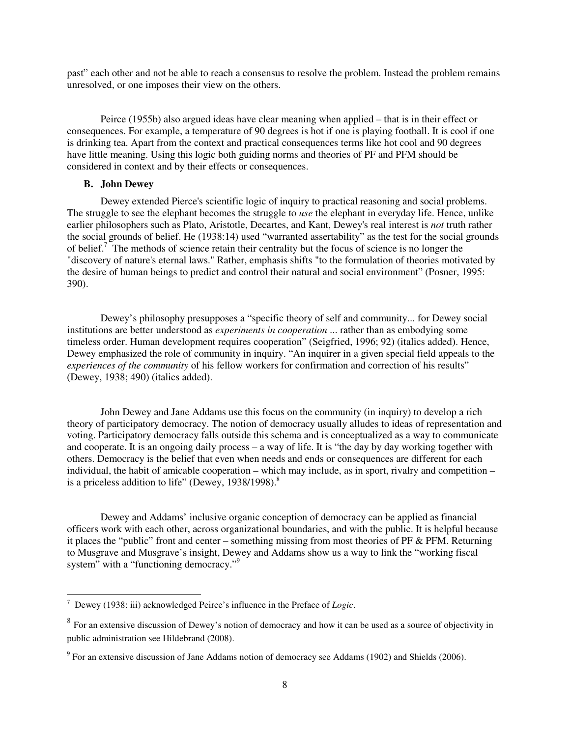past" each other and not be able to reach a consensus to resolve the problem. Instead the problem remains unresolved, or one imposes their view on the others.

Peirce (1955b) also argued ideas have clear meaning when applied – that is in their effect or consequences. For example, a temperature of 90 degrees is hot if one is playing football. It is cool if one is drinking tea. Apart from the context and practical consequences terms like hot cool and 90 degrees have little meaning. Using this logic both guiding norms and theories of PF and PFM should be considered in context and by their effects or consequences.

### B. John Dewey

Dewey extended Pierce's scientific logic of inquiry to practical reasoning and social problems. The struggle to see the elephant becomes the struggle to *use* the elephant in everyday life. Hence, unlike earlier philosophers such as Plato, Aristotle, Decartes, and Kant, Dewey's real interest is *not* truth rather the social grounds of belief. He (1938:14) used "warranted assertability" as the test for the social grounds of belief.[7] The methods of science retain their centrality but the focus of science is no longer the "discovery of nature's eternal laws." Rather, emphasis shifts "to the formulation of theories motivated by the desire of human beings to predict and control their natural and social environment" (Posner, 1995: 390).

Dewey's philosophy presupposes a "specific theory of self and community... for Dewey social institutions are better understood as *experiments in cooperation* ... rather than as embodying some timeless order. Human development requires cooperation" (Seigfried, 1996; 92) (italics added). Hence, Dewey emphasized the role of community in inquiry. "An inquirer in a given special field appeals to the *experiences of the community* of his fellow workers for confirmation and correction of his results" (Dewey, 1938; 490) (italics added).

John Dewey and Jane Addams use this focus on the community (in inquiry) to develop a rich theory of participatory democracy. The notion of democracy usually alludes to ideas of representation and voting. Participatory democracy falls outside this schema and is conceptualized as a way to communicate and cooperate. It is an ongoing daily process – a way of life. It is "the day by day working together with others. Democracy is the belief that even when needs and ends or consequences are different for each individual, the habit of amicable cooperation – which may include, as in sport, rivalry and competition – is a priceless addition to life" (Dewey, 1938/1998).[8]

Dewey and Addams' inclusive organic conception of democracy can be applied as financial officers work with each other, across organizational boundaries, and with the public. It is helpful because it places the "public" front and center – something missing from most theories of PF & PFM. Returning to Musgrave and Musgrave's insight, Dewey and Addams show us a way to link the "working fiscal system" with a "functioning democracy."[9]

---

[7] Dewey (1938: iii) acknowledged Peirce's influence in the Preface of *Logic*.

[8] For an extensive discussion of Dewey's notion of democracy and how it can be used as a source of objectivity in public administration see Hildebrand (2008).

[9] For an extensive discussion of Jane Addams notion of democracy see Addams (1902) and Shields (2006).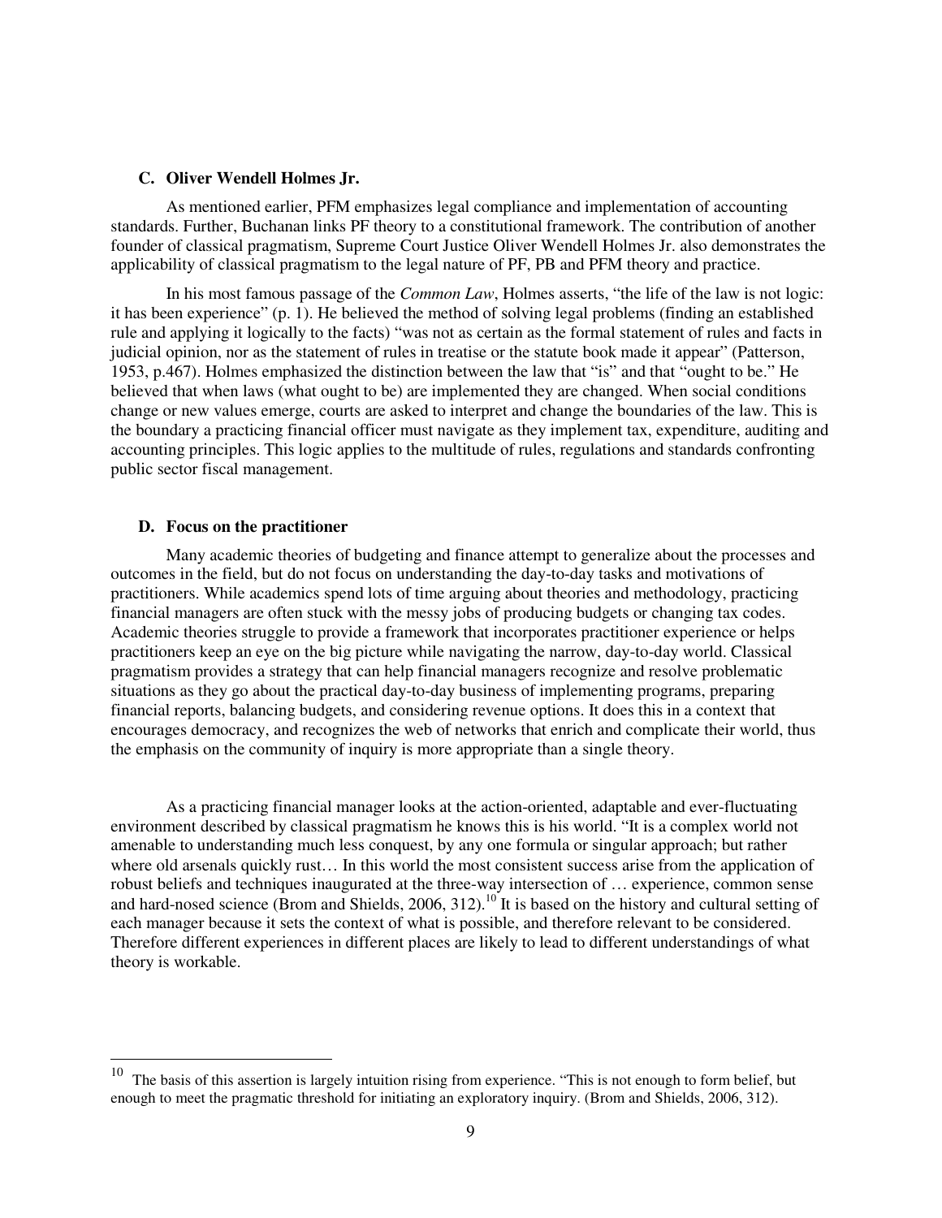### C. Oliver Wendell Holmes Jr.

As mentioned earlier, PFM emphasizes legal compliance and implementation of accounting standards. Further, Buchanan links PF theory to a constitutional framework. The contribution of another founder of classical pragmatism, Supreme Court Justice Oliver Wendell Holmes Jr. also demonstrates the applicability of classical pragmatism to the legal nature of PF, PB and PFM theory and practice.

In his most famous passage of the *Common Law*, Holmes asserts, "the life of the law is not logic: it has been experience" (p. 1). He believed the method of solving legal problems (finding an established rule and applying it logically to the facts) "was not as certain as the formal statement of rules and facts in judicial opinion, nor as the statement of rules in treatise or the statute book made it appear" (Patterson, 1953, p.467). Holmes emphasized the distinction between the law that "is" and that "ought to be." He believed that when laws (what ought to be) are implemented they are changed. When social conditions change or new values emerge, courts are asked to interpret and change the boundaries of the law. This is the boundary a practicing financial officer must navigate as they implement tax, expenditure, auditing and accounting principles. This logic applies to the multitude of rules, regulations and standards confronting public sector fiscal management.

### D. Focus on the practitioner

Many academic theories of budgeting and finance attempt to generalize about the processes and outcomes in the field, but do not focus on understanding the day-to-day tasks and motivations of practitioners. While academics spend lots of time arguing about theories and methodology, practicing financial managers are often stuck with the messy jobs of producing budgets or changing tax codes. Academic theories struggle to provide a framework that incorporates practitioner experience or helps practitioners keep an eye on the big picture while navigating the narrow, day-to-day world. Classical pragmatism provides a strategy that can help financial managers recognize and resolve problematic situations as they go about the practical day-to-day business of implementing programs, preparing financial reports, balancing budgets, and considering revenue options. It does this in a context that encourages democracy, and recognizes the web of networks that enrich and complicate their world, thus the emphasis on the community of inquiry is more appropriate than a single theory.

As a practicing financial manager looks at the action-oriented, adaptable and ever-fluctuating environment described by classical pragmatism he knows this is his world. "It is a complex world not amenable to understanding much less conquest, by any one formula or singular approach; but rather where old arsenals quickly rust… In this world the most consistent success arise from the application of robust beliefs and techniques inaugurated at the three-way intersection of … experience, common sense and hard-nosed science (Brom and Shields, 2006, 312).[10] It is based on the history and cultural setting of each manager because it sets the context of what is possible, and therefore relevant to be considered. Therefore different experiences in different places are likely to lead to different understandings of what theory is workable.

---

[10] The basis of this assertion is largely intuition rising from experience. "This is not enough to form belief, but enough to meet the pragmatic threshold for initiating an exploratory inquiry. (Brom and Shields, 2006, 312).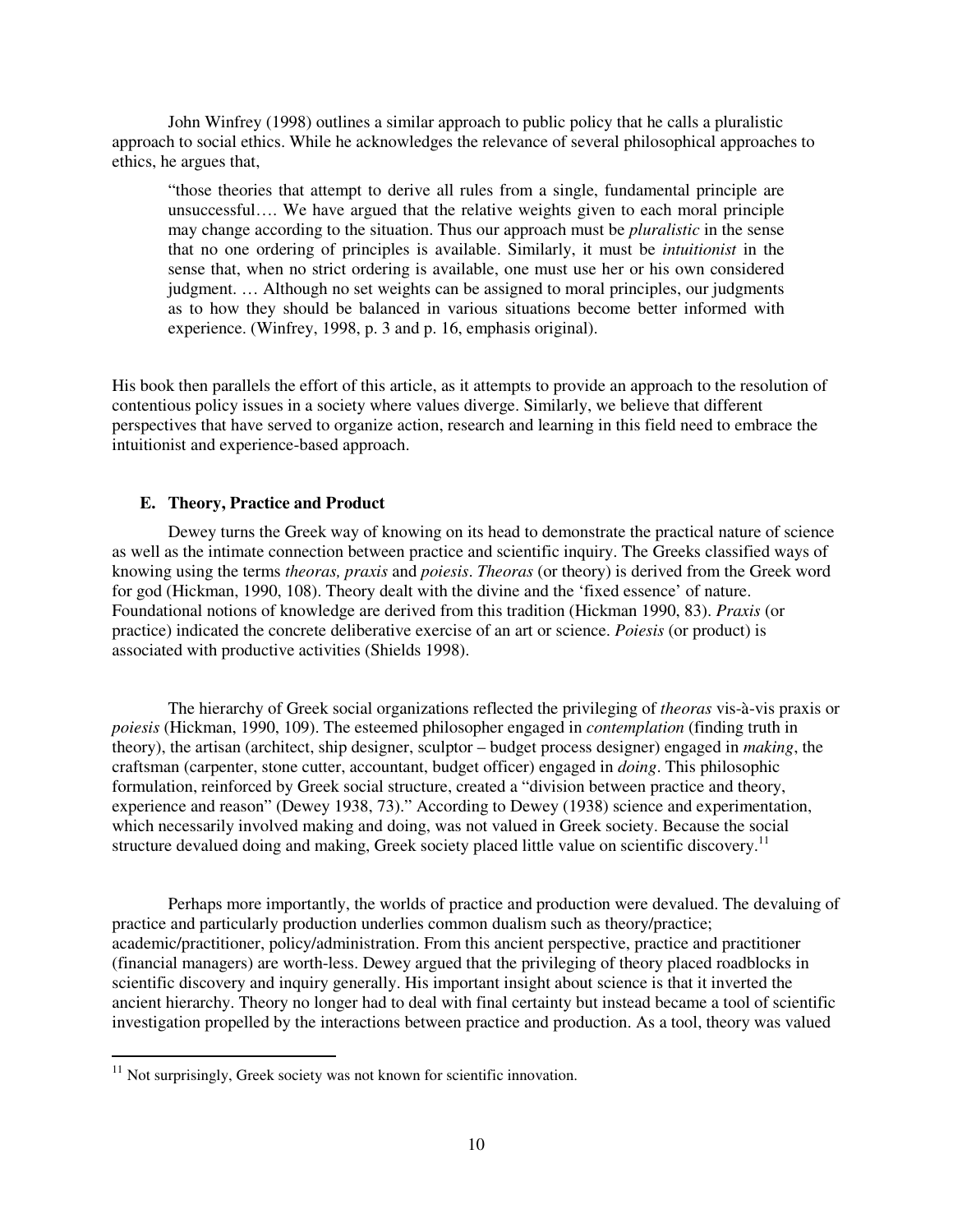John Winfrey (1998) outlines a similar approach to public policy that he calls a pluralistic approach to social ethics. While he acknowledges the relevance of several philosophical approaches to ethics, he argues that,

> "those theories that attempt to derive all rules from a single, fundamental principle are unsuccessful…. We have argued that the relative weights given to each moral principle may change according to the situation. Thus our approach must be *pluralistic* in the sense that no one ordering of principles is available. Similarly, it must be *intuitionist* in the sense that, when no strict ordering is available, one must use her or his own considered judgment. … Although no set weights can be assigned to moral principles, our judgments as to how they should be balanced in various situations become better informed with experience. (Winfrey, 1998, p. 3 and p. 16, emphasis original).

His book then parallels the effort of this article, as it attempts to provide an approach to the resolution of contentious policy issues in a society where values diverge. Similarly, we believe that different perspectives that have served to organize action, research and learning in this field need to embrace the intuitionist and experience-based approach.

### E. Theory, Practice and Product

Dewey turns the Greek way of knowing on its head to demonstrate the practical nature of science as well as the intimate connection between practice and scientific inquiry. The Greeks classified ways of knowing using the terms *theoras, praxis* and *poiesis*. *Theoras* (or theory) is derived from the Greek word for god (Hickman, 1990, 108). Theory dealt with the divine and the 'fixed essence' of nature. Foundational notions of knowledge are derived from this tradition (Hickman 1990, 83). *Praxis* (or practice) indicated the concrete deliberative exercise of an art or science. *Poiesis* (or product) is associated with productive activities (Shields 1998).

The hierarchy of Greek social organizations reflected the privileging of *theoras* vis-à-vis praxis or *poiesis* (Hickman, 1990, 109). The esteemed philosopher engaged in *contemplation* (finding truth in theory), the artisan (architect, ship designer, sculptor – budget process designer) engaged in *making*, the craftsman (carpenter, stone cutter, accountant, budget officer) engaged in *doing*. This philosophic formulation, reinforced by Greek social structure, created a "division between practice and theory, experience and reason" (Dewey 1938, 73)." According to Dewey (1938) science and experimentation, which necessarily involved making and doing, was not valued in Greek society. Because the social structure devalued doing and making, Greek society placed little value on scientific discovery.[11]

Perhaps more importantly, the worlds of practice and production were devalued. The devaluing of practice and particularly production underlies common dualism such as theory/practice; academic/practitioner, policy/administration. From this ancient perspective, practice and practitioner (financial managers) are worth-less. Dewey argued that the privileging of theory placed roadblocks in scientific discovery and inquiry generally. His important insight about science is that it inverted the ancient hierarchy. Theory no longer had to deal with final certainty but instead became a tool of scientific investigation propelled by the interactions between practice and production. As a tool, theory was valued

[11] Not surprisingly, Greek society was not known for scientific innovation.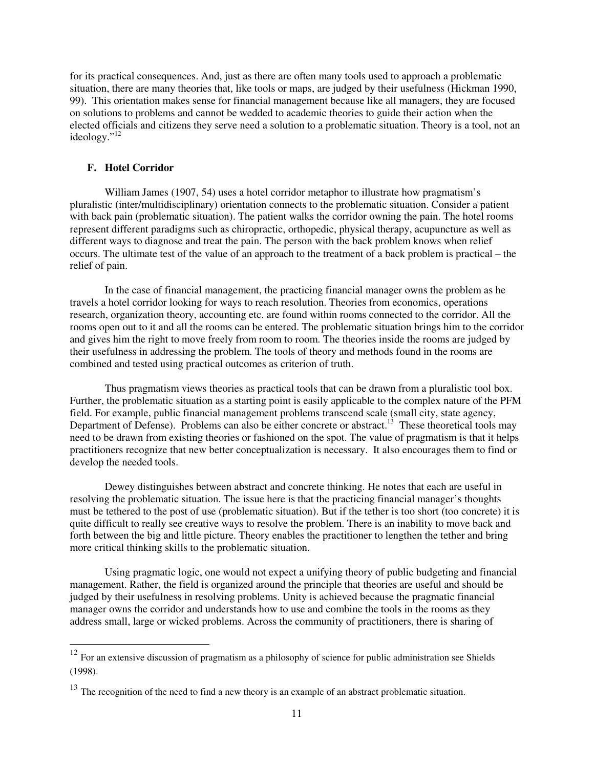for its practical consequences. And, just as there are often many tools used to approach a problematic situation, there are many theories that, like tools or maps, are judged by their usefulness (Hickman 1990, 99). This orientation makes sense for financial management because like all managers, they are focused on solutions to problems and cannot be wedded to academic theories to guide their action when the elected officials and citizens they serve need a solution to a problematic situation. Theory is a tool, not an ideology."[12]

### F. Hotel Corridor

William James (1907, 54) uses a hotel corridor metaphor to illustrate how pragmatism's pluralistic (inter/multidisciplinary) orientation connects to the problematic situation. Consider a patient with back pain (problematic situation). The patient walks the corridor owning the pain. The hotel rooms represent different paradigms such as chiropractic, orthopedic, physical therapy, acupuncture as well as different ways to diagnose and treat the pain. The person with the back problem knows when relief occurs. The ultimate test of the value of an approach to the treatment of a back problem is practical – the relief of pain.

In the case of financial management, the practicing financial manager owns the problem as he travels a hotel corridor looking for ways to reach resolution. Theories from economics, operations research, organization theory, accounting etc. are found within rooms connected to the corridor. All the rooms open out to it and all the rooms can be entered. The problematic situation brings him to the corridor and gives him the right to move freely from room to room. The theories inside the rooms are judged by their usefulness in addressing the problem. The tools of theory and methods found in the rooms are combined and tested using practical outcomes as criterion of truth.

Thus pragmatism views theories as practical tools that can be drawn from a pluralistic tool box. Further, the problematic situation as a starting point is easily applicable to the complex nature of the PFM field. For example, public financial management problems transcend scale (small city, state agency, Department of Defense). Problems can also be either concrete or abstract.[13] These theoretical tools may need to be drawn from existing theories or fashioned on the spot. The value of pragmatism is that it helps practitioners recognize that new better conceptualization is necessary. It also encourages them to find or develop the needed tools.

Dewey distinguishes between abstract and concrete thinking. He notes that each are useful in resolving the problematic situation. The issue here is that the practicing financial manager's thoughts must be tethered to the post of use (problematic situation). But if the tether is too short (too concrete) it is quite difficult to really see creative ways to resolve the problem. There is an inability to move back and forth between the big and little picture. Theory enables the practitioner to lengthen the tether and bring more critical thinking skills to the problematic situation.

Using pragmatic logic, one would not expect a unifying theory of public budgeting and financial management. Rather, the field is organized around the principle that theories are useful and should be judged by their usefulness in resolving problems. Unity is achieved because the pragmatic financial manager owns the corridor and understands how to use and combine the tools in the rooms as they address small, large or wicked problems. Across the community of practitioners, there is sharing of

---

[12] For an extensive discussion of pragmatism as a philosophy of science for public administration see Shields (1998).

[13] The recognition of the need to find a new theory is an example of an abstract problematic situation.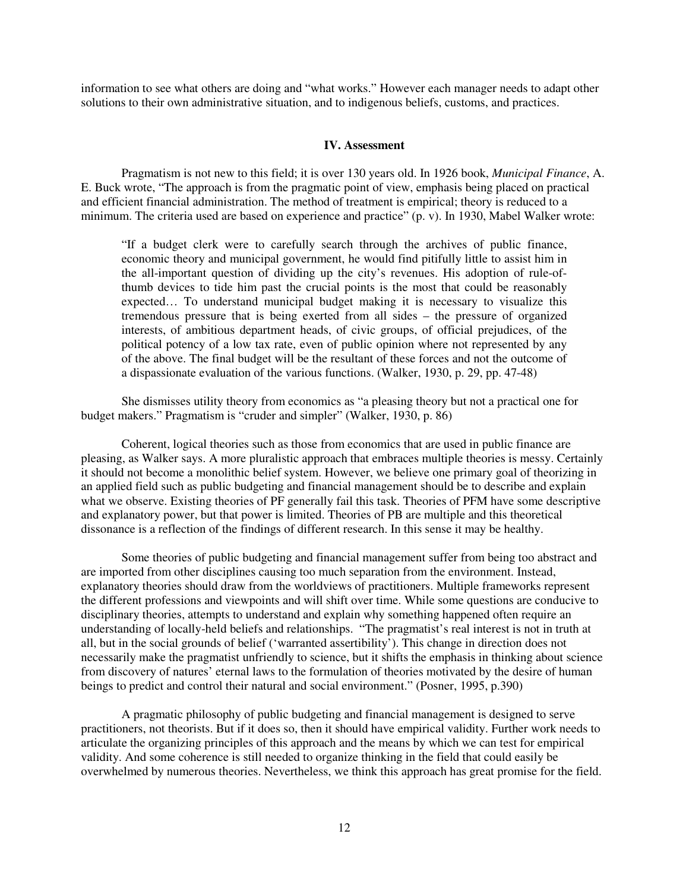information to see what others are doing and "what works." However each manager needs to adapt other solutions to their own administrative situation, and to indigenous beliefs, customs, and practices.

## IV. Assessment

Pragmatism is not new to this field; it is over 130 years old. In 1926 book, *Municipal Finance*, A. E. Buck wrote, "The approach is from the pragmatic point of view, emphasis being placed on practical and efficient financial administration. The method of treatment is empirical; theory is reduced to a minimum. The criteria used are based on experience and practice" (p. v). In 1930, Mabel Walker wrote:

> "If a budget clerk were to carefully search through the archives of public finance, economic theory and municipal government, he would find pitifully little to assist him in the all-important question of dividing up the city's revenues. His adoption of rule-of-thumb devices to tide him past the crucial points is the most that could be reasonably expected… To understand municipal budget making it is necessary to visualize this tremendous pressure that is being exerted from all sides – the pressure of organized interests, of ambitious department heads, of civic groups, of official prejudices, of the political potency of a low tax rate, even of public opinion where not represented by any of the above. The final budget will be the resultant of these forces and not the outcome of a dispassionate evaluation of the various functions. (Walker, 1930, p. 29, pp. 47-48)

She dismisses utility theory from economics as "a pleasing theory but not a practical one for budget makers." Pragmatism is "cruder and simpler" (Walker, 1930, p. 86)

Coherent, logical theories such as those from economics that are used in public finance are pleasing, as Walker says. A more pluralistic approach that embraces multiple theories is messy. Certainly it should not become a monolithic belief system. However, we believe one primary goal of theorizing in an applied field such as public budgeting and financial management should be to describe and explain what we observe. Existing theories of PF generally fail this task. Theories of PFM have some descriptive and explanatory power, but that power is limited. Theories of PB are multiple and this theoretical dissonance is a reflection of the findings of different research. In this sense it may be healthy.

Some theories of public budgeting and financial management suffer from being too abstract and are imported from other disciplines causing too much separation from the environment. Instead, explanatory theories should draw from the worldviews of practitioners. Multiple frameworks represent the different professions and viewpoints and will shift over time. While some questions are conducive to disciplinary theories, attempts to understand and explain why something happened often require an understanding of locally-held beliefs and relationships. "The pragmatist's real interest is not in truth at all, but in the social grounds of belief ('warranted assertibility'). This change in direction does not necessarily make the pragmatist unfriendly to science, but it shifts the emphasis in thinking about science from discovery of natures' eternal laws to the formulation of theories motivated by the desire of human beings to predict and control their natural and social environment." (Posner, 1995, p.390)

A pragmatic philosophy of public budgeting and financial management is designed to serve practitioners, not theorists. But if it does so, then it should have empirical validity. Further work needs to articulate the organizing principles of this approach and the means by which we can test for empirical validity. And some coherence is still needed to organize thinking in the field that could easily be overwhelmed by numerous theories. Nevertheless, we think this approach has great promise for the field.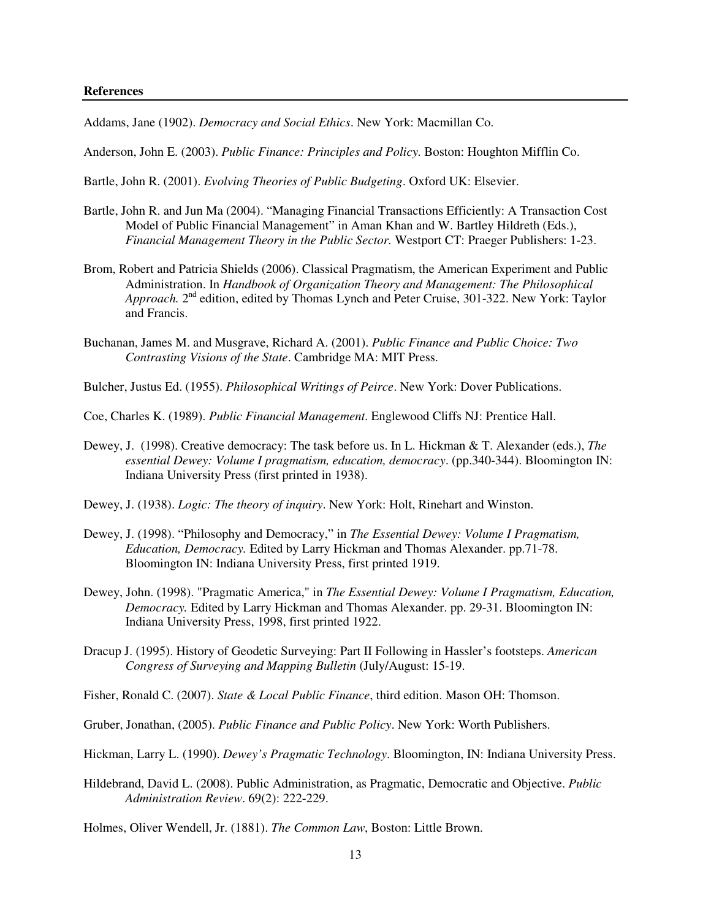**References**

Addams, Jane (1902). *Democracy and Social Ethics*. New York: Macmillan Co.

Anderson, John E. (2003). *Public Finance: Principles and Policy.* Boston: Houghton Mifflin Co.

Bartle, John R. (2001). *Evolving Theories of Public Budgeting*. Oxford UK: Elsevier.

Bartle, John R. and Jun Ma (2004). "Managing Financial Transactions Efficiently: A Transaction Cost Model of Public Financial Management" in Aman Khan and W. Bartley Hildreth (Eds.), *Financial Management Theory in the Public Sector.* Westport CT: Praeger Publishers: 1-23.

Brom, Robert and Patricia Shields (2006). Classical Pragmatism, the American Experiment and Public Administration. In *Handbook of Organization Theory and Management: The Philosophical Approach.* 2nd edition, edited by Thomas Lynch and Peter Cruise, 301-322. New York: Taylor and Francis.

Buchanan, James M. and Musgrave, Richard A. (2001). *Public Finance and Public Choice: Two Contrasting Visions of the State*. Cambridge MA: MIT Press.

Bulcher, Justus Ed. (1955). *Philosophical Writings of Peirce*. New York: Dover Publications.

Coe, Charles K. (1989). *Public Financial Management*. Englewood Cliffs NJ: Prentice Hall.

Dewey, J. (1998). Creative democracy: The task before us. In L. Hickman & T. Alexander (eds.), *The essential Dewey: Volume I pragmatism, education, democracy*. (pp.340-344). Bloomington IN: Indiana University Press (first printed in 1938).

Dewey, J. (1938). *Logic: The theory of inquiry*. New York: Holt, Rinehart and Winston.

Dewey, J. (1998). "Philosophy and Democracy," in *The Essential Dewey: Volume I Pragmatism, Education, Democracy.* Edited by Larry Hickman and Thomas Alexander. pp.71-78. Bloomington IN: Indiana University Press, first printed 1919.

Dewey, John. (1998). "Pragmatic America," in *The Essential Dewey: Volume I Pragmatism, Education, Democracy.* Edited by Larry Hickman and Thomas Alexander. pp. 29-31. Bloomington IN: Indiana University Press, 1998, first printed 1922.

Dracup J. (1995). History of Geodetic Surveying: Part II Following in Hassler's footsteps. *American Congress of Surveying and Mapping Bulletin* (July/August: 15-19.

Fisher, Ronald C. (2007). *State & Local Public Finance*, third edition. Mason OH: Thomson.

Gruber, Jonathan, (2005). *Public Finance and Public Policy*. New York: Worth Publishers.

Hickman, Larry L. (1990). *Dewey's Pragmatic Technology*. Bloomington, IN: Indiana University Press.

Hildebrand, David L. (2008). Public Administration, as Pragmatic, Democratic and Objective. *Public Administration Review*. 69(2): 222-229.

Holmes, Oliver Wendell, Jr. (1881). *The Common Law*, Boston: Little Brown.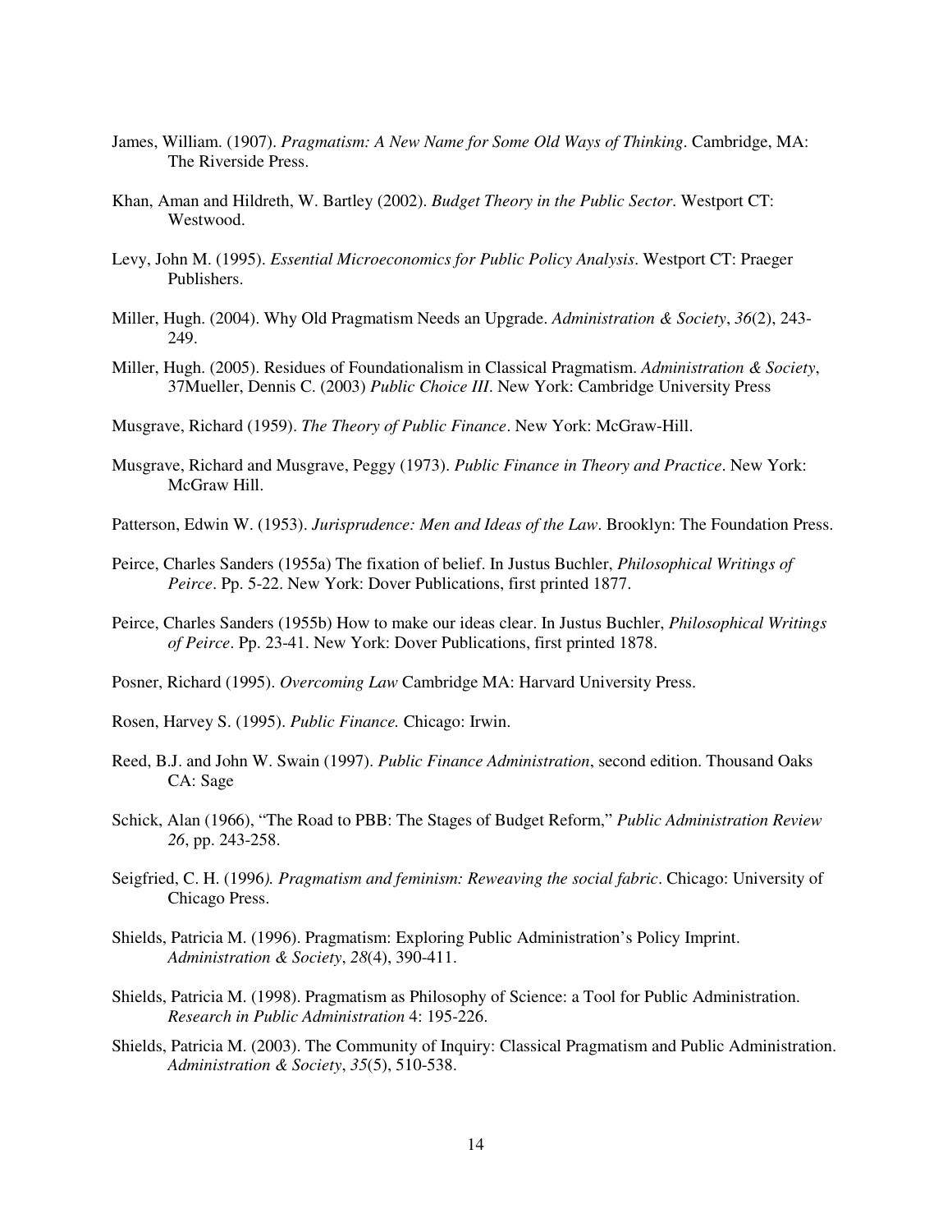James, William. (1907). *Pragmatism: A New Name for Some Old Ways of Thinking*. Cambridge, MA: The Riverside Press.

Khan, Aman and Hildreth, W. Bartley (2002). *Budget Theory in the Public Sector*. Westport CT: Westwood.

Levy, John M. (1995). *Essential Microeconomics for Public Policy Analysis*. Westport CT: Praeger Publishers.

Miller, Hugh. (2004). Why Old Pragmatism Needs an Upgrade. *Administration & Society*, *36*(2), 243-249.

Miller, Hugh. (2005). Residues of Foundationalism in Classical Pragmatism. *Administration & Society*, 37Mueller, Dennis C. (2003) *Public Choice III*. New York: Cambridge University Press

Musgrave, Richard (1959). *The Theory of Public Finance*. New York: McGraw-Hill.

Musgrave, Richard and Musgrave, Peggy (1973). *Public Finance in Theory and Practice*. New York: McGraw Hill.

Patterson, Edwin W. (1953). *Jurisprudence: Men and Ideas of the Law*. Brooklyn: The Foundation Press.

Peirce, Charles Sanders (1955a) The fixation of belief. In Justus Buchler, *Philosophical Writings of Peirce*. Pp. 5-22. New York: Dover Publications, first printed 1877.

Peirce, Charles Sanders (1955b) How to make our ideas clear. In Justus Buchler, *Philosophical Writings of Peirce*. Pp. 23-41. New York: Dover Publications, first printed 1878.

Posner, Richard (1995). *Overcoming Law* Cambridge MA: Harvard University Press.

Rosen, Harvey S. (1995). *Public Finance.* Chicago: Irwin.

Reed, B.J. and John W. Swain (1997). *Public Finance Administration*, second edition. Thousand Oaks CA: Sage

Schick, Alan (1966), "The Road to PBB: The Stages of Budget Reform," *Public Administration Review 26*, pp. 243-258.

Seigfried, C. H. (1996*). Pragmatism and feminism: Reweaving the social fabric*. Chicago: University of Chicago Press.

Shields, Patricia M. (1996). Pragmatism: Exploring Public Administration's Policy Imprint. *Administration & Society*, *28*(4), 390-411.

Shields, Patricia M. (1998). Pragmatism as Philosophy of Science: a Tool for Public Administration. *Research in Public Administration* 4: 195-226.

Shields, Patricia M. (2003). The Community of Inquiry: Classical Pragmatism and Public Administration. *Administration & Society*, *35*(5), 510-538.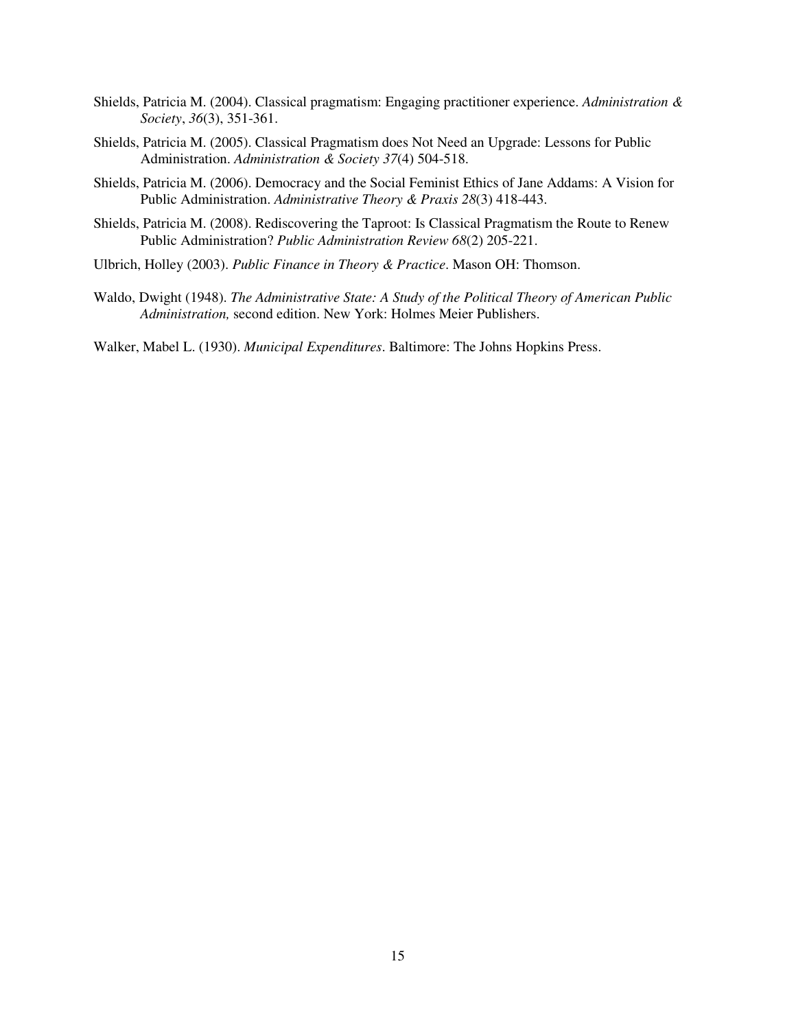Shields, Patricia M. (2004). Classical pragmatism: Engaging practitioner experience. *Administration & Society*, *36*(3), 351-361.

Shields, Patricia M. (2005). Classical Pragmatism does Not Need an Upgrade: Lessons for Public Administration. *Administration & Society 37*(4) 504-518.

Shields, Patricia M. (2006). Democracy and the Social Feminist Ethics of Jane Addams: A Vision for Public Administration. *Administrative Theory & Praxis 28*(3) 418-443.

Shields, Patricia M. (2008). Rediscovering the Taproot: Is Classical Pragmatism the Route to Renew Public Administration? *Public Administration Review 68*(2) 205-221.

Ulbrich, Holley (2003). *Public Finance in Theory & Practice*. Mason OH: Thomson.

Waldo, Dwight (1948). *The Administrative State: A Study of the Political Theory of American Public Administration,* second edition. New York: Holmes Meier Publishers.

Walker, Mabel L. (1930). *Municipal Expenditures*. Baltimore: The Johns Hopkins Press.